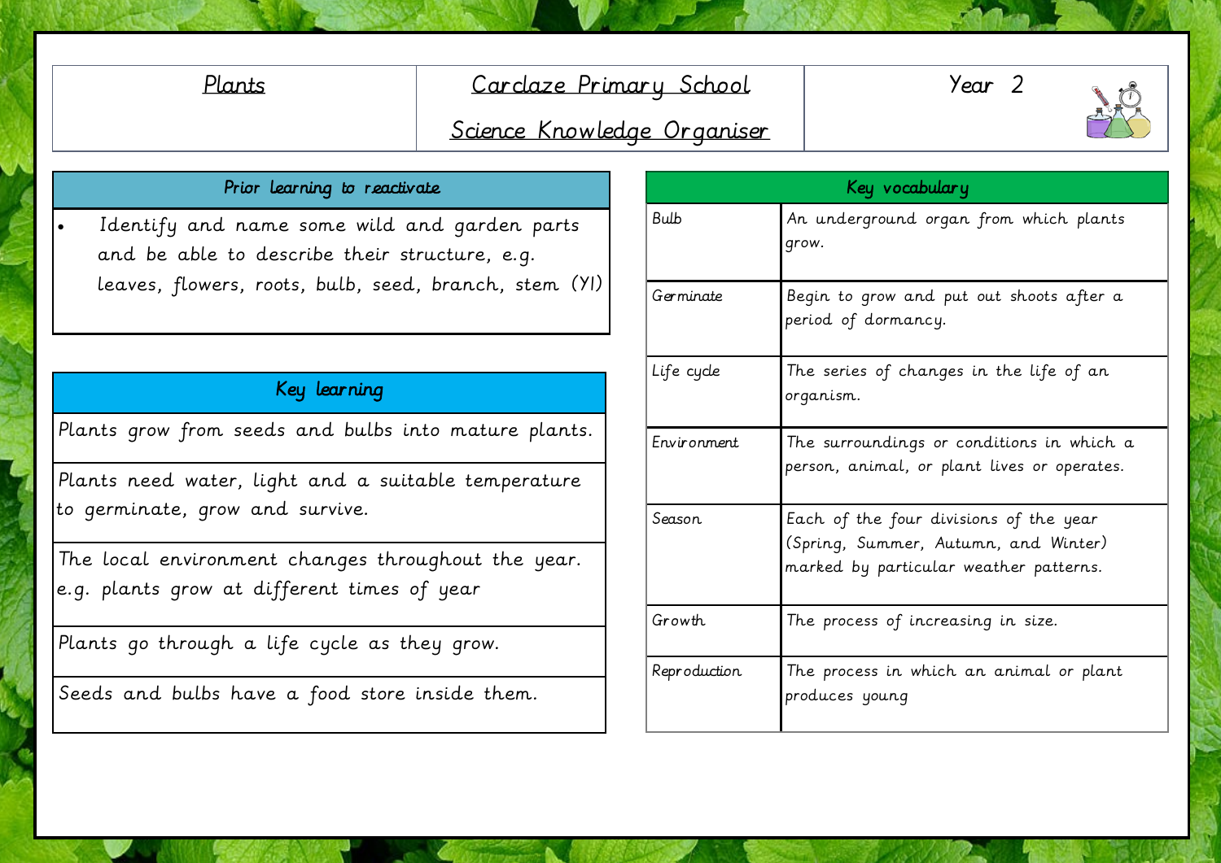| Plants | Carclaze Primary School<br>Science Knowledge Organiser | Year 2 |
|---|---|---|

## Prior learning to reactivate

- Identify and name some wild and garden parts and be able to describe their structure, e.g. leaves, flowers, roots, bulb, seed, branch, stem (Y1)

## Key learning

| Key learning |
|---|
| Plants grow from seeds and bulbs into mature plants. |
| Plants need water, light and a suitable temperature to germinate, grow and survive. |
| The local environment changes throughout the year. e.g. plants grow at different times of year |
| Plants go through a life cycle as they grow. |
| Seeds and bulbs have a food store inside them. |

## Key vocabulary

| Term | Definition |
|---|---|
| Bulb | An underground organ from which plants grow. |
| Germinate | Begin to grow and put out shoots after a period of dormancy. |
| Life cycle | The series of changes in the life of an organism. |
| Environment | The surroundings or conditions in which a person, animal, or plant lives or operates. |
| Season | Each of the four divisions of the year (Spring, Summer, Autumn, and Winter) marked by particular weather patterns. |
| Growth | The process of increasing in size. |
| Reproduction | The process in which an animal or plant produces young |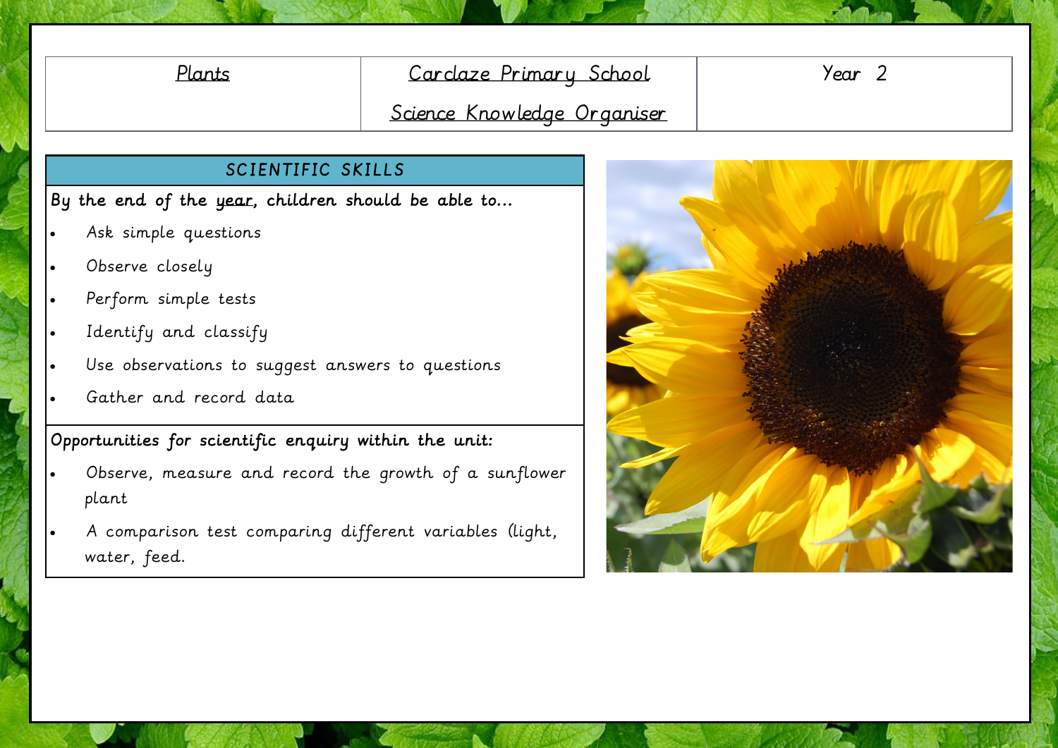| Plants | Carclaze Primary School<br>Science Knowledge Organiser | Year 2 |
|---|---|---|

## SCIENTIFIC SKILLS

By the end of the year, children should be able to…

- Ask simple questions
- Observe closely
- Perform simple tests
- Identify and classify
- Use observations to suggest answers to questions
- Gather and record data

Opportunities for scientific enquiry within the unit:

- Observe, measure and record the growth of a sunflower plant
- A comparison test comparing different variables (light, water, feed.